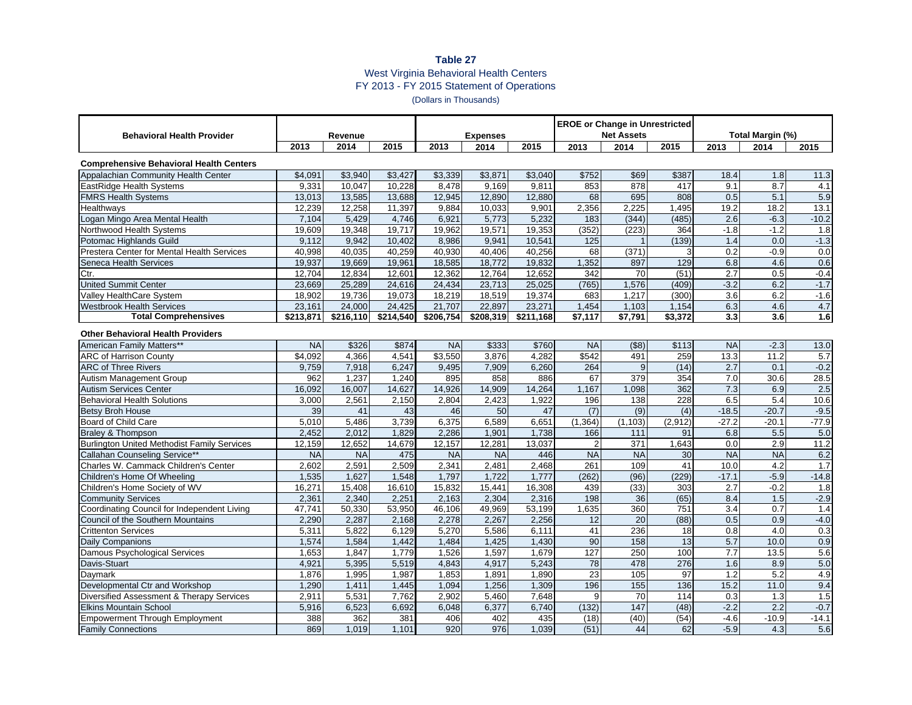**Table 27**

West Virginia Behavioral Health Centers

FY 2013 - FY 2015 Statement of Operations

(Dollars in Thousands)

| Behavioral Health Provider | Revenue | | | Expenses | | | EROE or Change in Unrestricted Net Assets | | | Total Margin (%) | | |
|---|---|---|---|---|---|---|---|---|---|---|---|---|
| | 2013 | 2014 | 2015 | 2013 | 2014 | 2015 | 2013 | 2014 | 2015 | 2013 | 2014 | 2015 |
| **Comprehensive Behavioral Health Centers** | | | | | | | | | | | | |
| Appalachian Community Health Center | $4,091 | $3,940 | $3,427 | $3,339 | $3,871 | $3,040 | $752 | $69 | $387 | 18.4 | 1.8 | 11.3 |
| EastRidge Health Systems | 9,331 | 10,047 | 10,228 | 8,478 | 9,169 | 9,811 | 853 | 878 | 417 | 9.1 | 8.7 | 4.1 |
| FMRS Health Systems | 13,013 | 13,585 | 13,688 | 12,945 | 12,890 | 12,880 | 68 | 695 | 808 | 0.5 | 5.1 | 5.9 |
| Healthways | 12,239 | 12,258 | 11,397 | 9,884 | 10,033 | 9,901 | 2,356 | 2,225 | 1,495 | 19.2 | 18.2 | 13.1 |
| Logan Mingo Area Mental Health | 7,104 | 5,429 | 4,746 | 6,921 | 5,773 | 5,232 | 183 | (344) | (485) | 2.6 | -6.3 | -10.2 |
| Northwood Health Systems | 19,609 | 19,348 | 19,717 | 19,962 | 19,571 | 19,353 | (352) | (223) | 364 | -1.8 | -1.2 | 1.8 |
| Potomac Highlands Guild | 9,112 | 9,942 | 10,402 | 8,986 | 9,941 | 10,541 | 125 | 1 | (139) | 1.4 | 0.0 | -1.3 |
| Prestera Center for Mental Health Services | 40,998 | 40,035 | 40,259 | 40,930 | 40,406 | 40,256 | 68 | (371) | 3 | 0.2 | -0.9 | 0.0 |
| Seneca Health Services | 19,937 | 19,669 | 19,961 | 18,585 | 18,772 | 19,832 | 1,352 | 897 | 129 | 6.8 | 4.6 | 0.6 |
| Ctr. | 12,704 | 12,834 | 12,601 | 12,362 | 12,764 | 12,652 | 342 | 70 | (51) | 2.7 | 0.5 | -0.4 |
| United Summit Center | 23,669 | 25,289 | 24,616 | 24,434 | 23,713 | 25,025 | (765) | 1,576 | (409) | -3.2 | 6.2 | -1.7 |
| Valley HealthCare System | 18,902 | 19,736 | 19,073 | 18,219 | 18,519 | 19,374 | 683 | 1,217 | (300) | 3.6 | 6.2 | -1.6 |
| Westbrook Health Services | 23,161 | 24,000 | 24,425 | 21,707 | 22,897 | 23,271 | 1,454 | 1,103 | 1,154 | 6.3 | 4.6 | 4.7 |
| **Total Comprehensives** | **$213,871** | **$216,110** | **$214,540** | **$206,754** | **$208,319** | **$211,168** | **$7,117** | **$7,791** | **$3,372** | **3.3** | **3.6** | **1.6** |
| **Other Behavioral Health Providers** | | | | | | | | | | | | |
| American Family Matters** | NA | $326 | $874 | NA | $333 | $760 | NA | ($8) | $113 | NA | -2.3 | 13.0 |
| ARC of Harrison County | $4,092 | 4,366 | 4,541 | $3,550 | 3,876 | 4,282 | $542 | 491 | 259 | 13.3 | 11.2 | 5.7 |
| ARC of Three Rivers | 9,759 | 7,918 | 6,247 | 9,495 | 7,909 | 6,260 | 264 | 9 | (14) | 2.7 | 0.1 | -0.2 |
| Autism Management Group | 962 | 1,237 | 1,240 | 895 | 858 | 886 | 67 | 379 | 354 | 7.0 | 30.6 | 28.5 |
| Autism Services Center | 16,092 | 16,007 | 14,627 | 14,926 | 14,909 | 14,264 | 1,167 | 1,098 | 362 | 7.3 | 6.9 | 2.5 |
| Behavioral Health Solutions | 3,000 | 2,561 | 2,150 | 2,804 | 2,423 | 1,922 | 196 | 138 | 228 | 6.5 | 5.4 | 10.6 |
| Betsy Broh House | 39 | 41 | 43 | 46 | 50 | 47 | (7) | (9) | (4) | -18.5 | -20.7 | -9.5 |
| Board of Child Care | 5,010 | 5,486 | 3,739 | 6,375 | 6,589 | 6,651 | (1,364) | (1,103) | (2,912) | -27.2 | -20.1 | -77.9 |
| Braley & Thompson | 2,452 | 2,012 | 1,829 | 2,286 | 1,901 | 1,738 | 166 | 111 | 91 | 6.8 | 5.5 | 5.0 |
| Burlington United Methodist Family Services | 12,159 | 12,652 | 14,679 | 12,157 | 12,281 | 13,037 | 2 | 371 | 1,643 | 0.0 | 2.9 | 11.2 |
| Callahan Counseling Service** | NA | NA | 475 | NA | NA | 446 | NA | NA | 30 | NA | NA | 6.2 |
| Charles W. Cammack Children's Center | 2,602 | 2,591 | 2,509 | 2,341 | 2,481 | 2,468 | 261 | 109 | 41 | 10.0 | 4.2 | 1.7 |
| Children's Home Of Wheeling | 1,535 | 1,627 | 1,548 | 1,797 | 1,722 | 1,777 | (262) | (96) | (229) | -17.1 | -5.9 | -14.8 |
| Children's Home Society of WV | 16,271 | 15,408 | 16,610 | 15,832 | 15,441 | 16,308 | 439 | (33) | 303 | 2.7 | -0.2 | 1.8 |
| Community Services | 2,361 | 2,340 | 2,251 | 2,163 | 2,304 | 2,316 | 198 | 36 | (65) | 8.4 | 1.5 | -2.9 |
| Coordinating Council for Independent Living | 47,741 | 50,330 | 53,950 | 46,106 | 49,969 | 53,199 | 1,635 | 360 | 751 | 3.4 | 0.7 | 1.4 |
| Council of the Southern Mountains | 2,290 | 2,287 | 2,168 | 2,278 | 2,267 | 2,256 | 12 | 20 | (88) | 0.5 | 0.9 | -4.0 |
| Crittenton Services | 5,311 | 5,822 | 6,129 | 5,270 | 5,586 | 6,111 | 41 | 236 | 18 | 0.8 | 4.0 | 0.3 |
| Daily Companions | 1,574 | 1,584 | 1,442 | 1,484 | 1,425 | 1,430 | 90 | 158 | 13 | 5.7 | 10.0 | 0.9 |
| Damous Psychological Services | 1,653 | 1,847 | 1,779 | 1,526 | 1,597 | 1,679 | 127 | 250 | 100 | 7.7 | 13.5 | 5.6 |
| Davis-Stuart | 4,921 | 5,395 | 5,519 | 4,843 | 4,917 | 5,243 | 78 | 478 | 276 | 1.6 | 8.9 | 5.0 |
| Daymark | 1,876 | 1,995 | 1,987 | 1,853 | 1,891 | 1,890 | 23 | 105 | 97 | 1.2 | 5.2 | 4.9 |
| Developmental Ctr and Workshop | 1,290 | 1,411 | 1,445 | 1,094 | 1,256 | 1,309 | 196 | 155 | 136 | 15.2 | 11.0 | 9.4 |
| Diversified Assessment & Therapy Services | 2,911 | 5,531 | 7,762 | 2,902 | 5,460 | 7,648 | 9 | 70 | 114 | 0.3 | 1.3 | 1.5 |
| Elkins Mountain School | 5,916 | 6,523 | 6,692 | 6,048 | 6,377 | 6,740 | (132) | 147 | (48) | -2.2 | 2.2 | -0.7 |
| Empowerment Through Employment | 388 | 362 | 381 | 406 | 402 | 435 | (18) | (40) | (54) | -4.6 | -10.9 | -14.1 |
| Family Connections | 869 | 1,019 | 1,101 | 920 | 976 | 1,039 | (51) | 44 | 62 | -5.9 | 4.3 | 5.6 |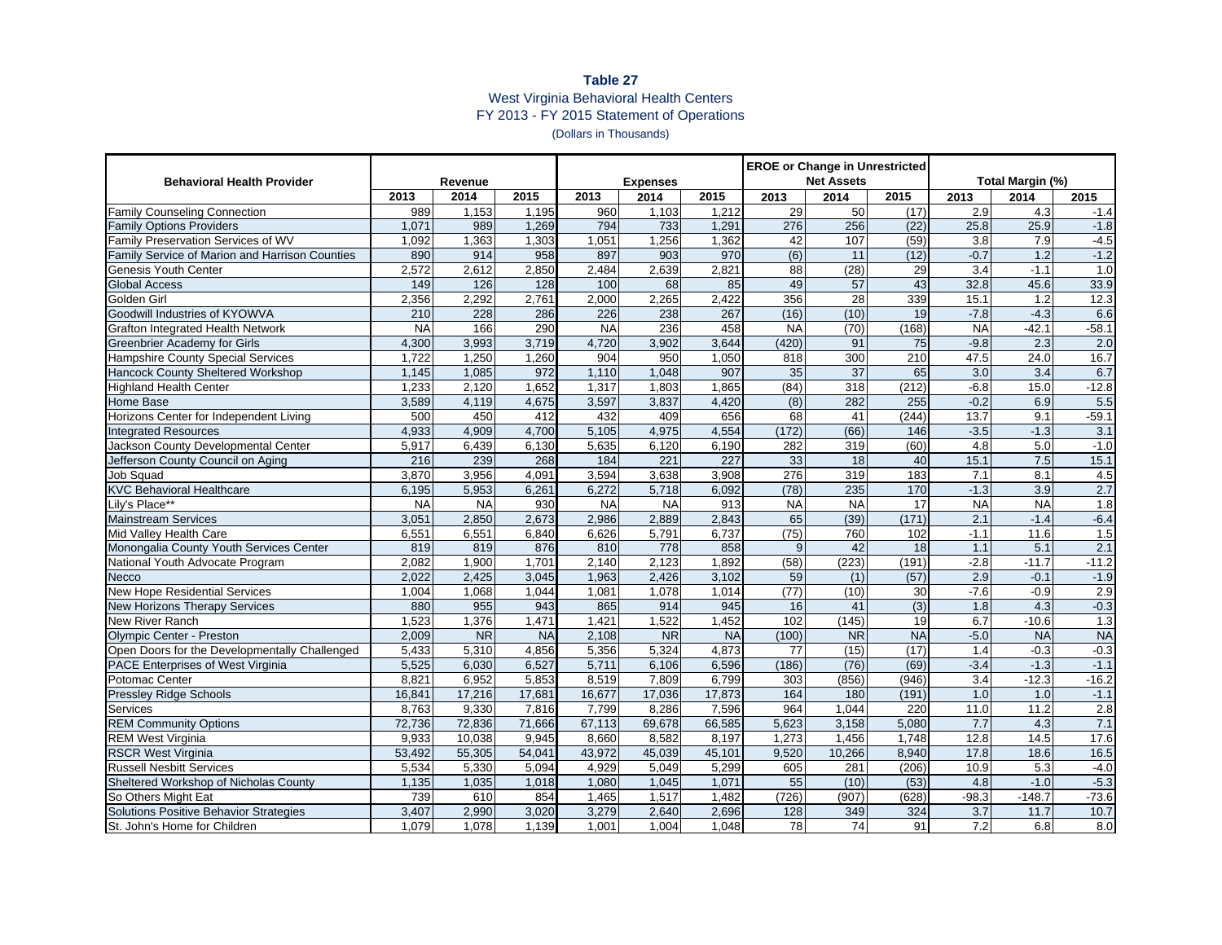**Table 27**

West Virginia Behavioral Health Centers

FY 2013 - FY 2015 Statement of Operations

(Dollars in Thousands)

| Behavioral Health Provider | Revenue | | | Expenses | | | EROE or Change in Unrestricted Net Assets | | | Total Margin (%) | | |
|---|---|---|---|---|---|---|---|---|---|---|---|---|
| | 2013 | 2014 | 2015 | 2013 | 2014 | 2015 | 2013 | 2014 | 2015 | 2013 | 2014 | 2015 |
| Family Counseling Connection | 989 | 1,153 | 1,195 | 960 | 1,103 | 1,212 | 29 | 50 | (17) | 2.9 | 4.3 | -1.4 |
| Family Options Providers | 1,071 | 989 | 1,269 | 794 | 733 | 1,291 | 276 | 256 | (22) | 25.8 | 25.9 | -1.8 |
| Family Preservation Services of WV | 1,092 | 1,363 | 1,303 | 1,051 | 1,256 | 1,362 | 42 | 107 | (59) | 3.8 | 7.9 | -4.5 |
| Family Service of Marion and Harrison Counties | 890 | 914 | 958 | 897 | 903 | 970 | (6) | 11 | (12) | -0.7 | 1.2 | -1.2 |
| Genesis Youth Center | 2,572 | 2,612 | 2,850 | 2,484 | 2,639 | 2,821 | 88 | (28) | 29 | 3.4 | -1.1 | 1.0 |
| Global Access | 149 | 126 | 128 | 100 | 68 | 85 | 49 | 57 | 43 | 32.8 | 45.6 | 33.9 |
| Golden Girl | 2,356 | 2,292 | 2,761 | 2,000 | 2,265 | 2,422 | 356 | 28 | 339 | 15.1 | 1.2 | 12.3 |
| Goodwill Industries of KYOWVA | 210 | 228 | 286 | 226 | 238 | 267 | (16) | (10) | 19 | -7.8 | -4.3 | 6.6 |
| Grafton Integrated Health Network | NA | 166 | 290 | NA | 236 | 458 | NA | (70) | (168) | NA | -42.1 | -58.1 |
| Greenbrier Academy for Girls | 4,300 | 3,993 | 3,719 | 4,720 | 3,902 | 3,644 | (420) | 91 | 75 | -9.8 | 2.3 | 2.0 |
| Hampshire County Special Services | 1,722 | 1,250 | 1,260 | 904 | 950 | 1,050 | 818 | 300 | 210 | 47.5 | 24.0 | 16.7 |
| Hancock County Sheltered Workshop | 1,145 | 1,085 | 972 | 1,110 | 1,048 | 907 | 35 | 37 | 65 | 3.0 | 3.4 | 6.7 |
| Highland Health Center | 1,233 | 2,120 | 1,652 | 1,317 | 1,803 | 1,865 | (84) | 318 | (212) | -6.8 | 15.0 | -12.8 |
| Home Base | 3,589 | 4,119 | 4,675 | 3,597 | 3,837 | 4,420 | (8) | 282 | 255 | -0.2 | 6.9 | 5.5 |
| Horizons Center for Independent Living | 500 | 450 | 412 | 432 | 409 | 656 | 68 | 41 | (244) | 13.7 | 9.1 | -59.1 |
| Integrated Resources | 4,933 | 4,909 | 4,700 | 5,105 | 4,975 | 4,554 | (172) | (66) | 146 | -3.5 | -1.3 | 3.1 |
| Jackson County Developmental Center | 5,917 | 6,439 | 6,130 | 5,635 | 6,120 | 6,190 | 282 | 319 | (60) | 4.8 | 5.0 | -1.0 |
| Jefferson County Council on Aging | 216 | 239 | 268 | 184 | 221 | 227 | 33 | 18 | 40 | 15.1 | 7.5 | 15.1 |
| Job Squad | 3,870 | 3,956 | 4,091 | 3,594 | 3,638 | 3,908 | 276 | 319 | 183 | 7.1 | 8.1 | 4.5 |
| KVC Behavioral Healthcare | 6,195 | 5,953 | 6,261 | 6,272 | 5,718 | 6,092 | (78) | 235 | 170 | -1.3 | 3.9 | 2.7 |
| Lily's Place** | NA | NA | 930 | NA | NA | 913 | NA | NA | 17 | NA | NA | 1.8 |
| Mainstream Services | 3,051 | 2,850 | 2,673 | 2,986 | 2,889 | 2,843 | 65 | (39) | (171) | 2.1 | -1.4 | -6.4 |
| Mid Valley Health Care | 6,551 | 6,551 | 6,840 | 6,626 | 5,791 | 6,737 | (75) | 760 | 102 | -1.1 | 11.6 | 1.5 |
| Monongalia County Youth Services Center | 819 | 819 | 876 | 810 | 778 | 858 | 9 | 42 | 18 | 1.1 | 5.1 | 2.1 |
| National Youth Advocate Program | 2,082 | 1,900 | 1,701 | 2,140 | 2,123 | 1,892 | (58) | (223) | (191) | -2.8 | -11.7 | -11.2 |
| Necco | 2,022 | 2,425 | 3,045 | 1,963 | 2,426 | 3,102 | 59 | (1) | (57) | 2.9 | -0.1 | -1.9 |
| New Hope Residential Services | 1,004 | 1,068 | 1,044 | 1,081 | 1,078 | 1,014 | (77) | (10) | 30 | -7.6 | -0.9 | 2.9 |
| New Horizons Therapy Services | 880 | 955 | 943 | 865 | 914 | 945 | 16 | 41 | (3) | 1.8 | 4.3 | -0.3 |
| New River Ranch | 1,523 | 1,376 | 1,471 | 1,421 | 1,522 | 1,452 | 102 | (145) | 19 | 6.7 | -10.6 | 1.3 |
| Olympic Center - Preston | 2,009 | NR | NA | 2,108 | NR | NA | (100) | NR | NA | -5.0 | NA | NA |
| Open Doors for the Developmentally Challenged | 5,433 | 5,310 | 4,856 | 5,356 | 5,324 | 4,873 | 77 | (15) | (17) | 1.4 | -0.3 | -0.3 |
| PACE Enterprises of West Virginia | 5,525 | 6,030 | 6,527 | 5,711 | 6,106 | 6,596 | (186) | (76) | (69) | -3.4 | -1.3 | -1.1 |
| Potomac Center | 8,821 | 6,952 | 5,853 | 8,519 | 7,809 | 6,799 | 303 | (856) | (946) | 3.4 | -12.3 | -16.2 |
| Pressley Ridge Schools | 16,841 | 17,216 | 17,681 | 16,677 | 17,036 | 17,873 | 164 | 180 | (191) | 1.0 | 1.0 | -1.1 |
| Services | 8,763 | 9,330 | 7,816 | 7,799 | 8,286 | 7,596 | 964 | 1,044 | 220 | 11.0 | 11.2 | 2.8 |
| REM Community Options | 72,736 | 72,836 | 71,666 | 67,113 | 69,678 | 66,585 | 5,623 | 3,158 | 5,080 | 7.7 | 4.3 | 7.1 |
| REM West Virginia | 9,933 | 10,038 | 9,945 | 8,660 | 8,582 | 8,197 | 1,273 | 1,456 | 1,748 | 12.8 | 14.5 | 17.6 |
| RSCR West Virginia | 53,492 | 55,305 | 54,041 | 43,972 | 45,039 | 45,101 | 9,520 | 10,266 | 8,940 | 17.8 | 18.6 | 16.5 |
| Russell Nesbitt Services | 5,534 | 5,330 | 5,094 | 4,929 | 5,049 | 5,299 | 605 | 281 | (206) | 10.9 | 5.3 | -4.0 |
| Sheltered Workshop of Nicholas County | 1,135 | 1,035 | 1,018 | 1,080 | 1,045 | 1,071 | 55 | (10) | (53) | 4.8 | -1.0 | -5.3 |
| So Others Might Eat | 739 | 610 | 854 | 1,465 | 1,517 | 1,482 | (726) | (907) | (628) | -98.3 | -148.7 | -73.6 |
| Solutions Positive Behavior Strategies | 3,407 | 2,990 | 3,020 | 3,279 | 2,640 | 2,696 | 128 | 349 | 324 | 3.7 | 11.7 | 10.7 |
| St. John's Home for Children | 1,079 | 1,078 | 1,139 | 1,001 | 1,004 | 1,048 | 78 | 74 | 91 | 7.2 | 6.8 | 8.0 |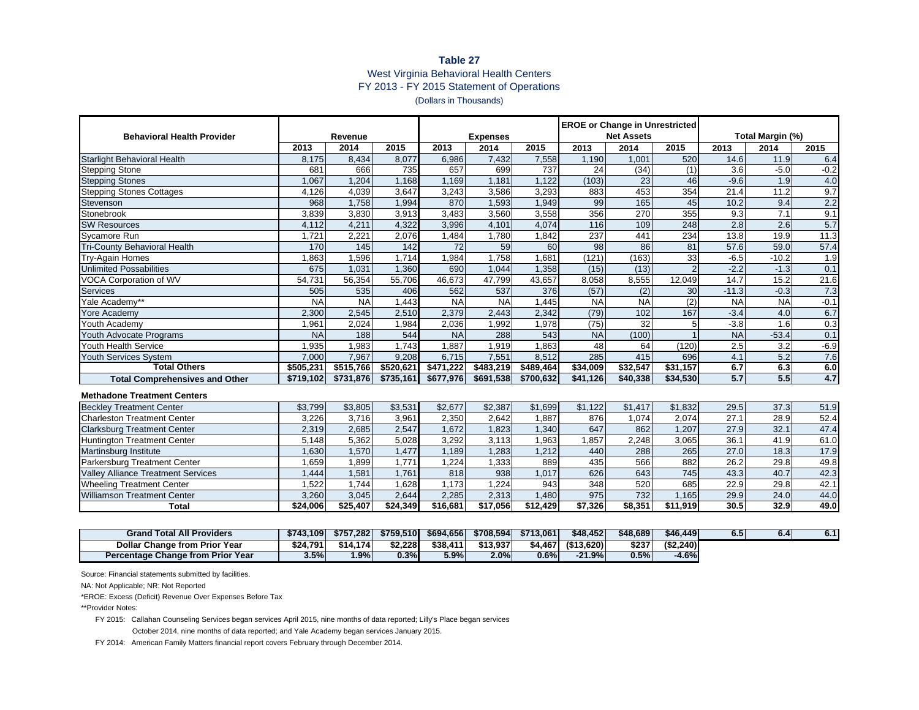**Table 27**

West Virginia Behavioral Health Centers

FY 2013 - FY 2015 Statement of Operations

(Dollars in Thousands)

| Behavioral Health Provider | Revenue | | | Expenses | | | EROE or Change in Unrestricted Net Assets | | | Total Margin (%) | | |
|---|---|---|---|---|---|---|---|---|---|---|---|---|
| | 2013 | 2014 | 2015 | 2013 | 2014 | 2015 | 2013 | 2014 | 2015 | 2013 | 2014 | 2015 |
| Starlight Behavioral Health | 8,175 | 8,434 | 8,077 | 6,986 | 7,432 | 7,558 | 1,190 | 1,001 | 520 | 14.6 | 11.9 | 6.4 |
| Stepping Stone | 681 | 666 | 735 | 657 | 699 | 737 | 24 | (34) | (1) | 3.6 | -5.0 | -0.2 |
| Stepping Stones | 1,067 | 1,204 | 1,168 | 1,169 | 1,181 | 1,122 | (103) | 23 | 46 | -9.6 | 1.9 | 4.0 |
| Stepping Stones Cottages | 4,126 | 4,039 | 3,647 | 3,243 | 3,586 | 3,293 | 883 | 453 | 354 | 21.4 | 11.2 | 9.7 |
| Stevenson | 968 | 1,758 | 1,994 | 870 | 1,593 | 1,949 | 99 | 165 | 45 | 10.2 | 9.4 | 2.2 |
| Stonebrook | 3,839 | 3,830 | 3,913 | 3,483 | 3,560 | 3,558 | 356 | 270 | 355 | 9.3 | 7.1 | 9.1 |
| SW Resources | 4,112 | 4,211 | 4,322 | 3,996 | 4,101 | 4,074 | 116 | 109 | 248 | 2.8 | 2.6 | 5.7 |
| Sycamore Run | 1,721 | 2,221 | 2,076 | 1,484 | 1,780 | 1,842 | 237 | 441 | 234 | 13.8 | 19.9 | 11.3 |
| Tri-County Behavioral Health | 170 | 145 | 142 | 72 | 59 | 60 | 98 | 86 | 81 | 57.6 | 59.0 | 57.4 |
| Try-Again Homes | 1,863 | 1,596 | 1,714 | 1,984 | 1,758 | 1,681 | (121) | (163) | 33 | -6.5 | -10.2 | 1.9 |
| Unlimited Possabilities | 675 | 1,031 | 1,360 | 690 | 1,044 | 1,358 | (15) | (13) | 2 | -2.2 | -1.3 | 0.1 |
| VOCA Corporation of WV | 54,731 | 56,354 | 55,706 | 46,673 | 47,799 | 43,657 | 8,058 | 8,555 | 12,049 | 14.7 | 15.2 | 21.6 |
| Services | 505 | 535 | 406 | 562 | 537 | 376 | (57) | (2) | 30 | -11.3 | -0.3 | 7.3 |
| Yale Academy** | NA | NA | 1,443 | NA | NA | 1,445 | NA | NA | (2) | NA | NA | -0.1 |
| Yore Academy | 2,300 | 2,545 | 2,510 | 2,379 | 2,443 | 2,342 | (79) | 102 | 167 | -3.4 | 4.0 | 6.7 |
| Youth Academy | 1,961 | 2,024 | 1,984 | 2,036 | 1,992 | 1,978 | (75) | 32 | 5 | -3.8 | 1.6 | 0.3 |
| Youth Advocate Programs | NA | 188 | 544 | NA | 288 | 543 | NA | (100) | 1 | NA | -53.4 | 0.1 |
| Youth Health Service | 1,935 | 1,983 | 1,743 | 1,887 | 1,919 | 1,863 | 48 | 64 | (120) | 2.5 | 3.2 | -6.9 |
| Youth Services System | 7,000 | 7,967 | 9,208 | 6,715 | 7,551 | 8,512 | 285 | 415 | 696 | 4.1 | 5.2 | 7.6 |
| **Total Others** | **$505,231** | **$515,766** | **$520,621** | **$471,222** | **$483,219** | **$489,464** | **$34,009** | **$32,547** | **$31,157** | **6.7** | **6.3** | **6.0** |
| **Total Comprehensives and Other** | **$719,102** | **$731,876** | **$735,161** | **$677,976** | **$691,538** | **$700,632** | **$41,126** | **$40,338** | **$34,530** | **5.7** | **5.5** | **4.7** |
| **Methadone Treatment Centers** | | | | | | | | | | | | |
| Beckley Treatment Center | $3,799 | $3,805 | $3,531 | $2,677 | $2,387 | $1,699 | $1,122 | $1,417 | $1,832 | 29.5 | 37.3 | 51.9 |
| Charleston Treatment Center | 3,226 | 3,716 | 3,961 | 2,350 | 2,642 | 1,887 | 876 | 1,074 | 2,074 | 27.1 | 28.9 | 52.4 |
| Clarksburg Treatment Center | 2,319 | 2,685 | 2,547 | 1,672 | 1,823 | 1,340 | 647 | 862 | 1,207 | 27.9 | 32.1 | 47.4 |
| Huntington Treatment Center | 5,148 | 5,362 | 5,028 | 3,292 | 3,113 | 1,963 | 1,857 | 2,248 | 3,065 | 36.1 | 41.9 | 61.0 |
| Martinsburg Institute | 1,630 | 1,570 | 1,477 | 1,189 | 1,283 | 1,212 | 440 | 288 | 265 | 27.0 | 18.3 | 17.9 |
| Parkersburg Treatment Center | 1,659 | 1,899 | 1,771 | 1,224 | 1,333 | 889 | 435 | 566 | 882 | 26.2 | 29.8 | 49.8 |
| Valley Alliance Treatment Services | 1,444 | 1,581 | 1,761 | 818 | 938 | 1,017 | 626 | 643 | 745 | 43.3 | 40.7 | 42.3 |
| Wheeling Treatment Center | 1,522 | 1,744 | 1,628 | 1,173 | 1,224 | 943 | 348 | 520 | 685 | 22.9 | 29.8 | 42.1 |
| Williamson Treatment Center | 3,260 | 3,045 | 2,644 | 2,285 | 2,313 | 1,480 | 975 | 732 | 1,165 | 29.9 | 24.0 | 44.0 |
| **Total** | **$24,006** | **$25,407** | **$24,349** | **$16,681** | **$17,056** | **$12,429** | **$7,326** | **$8,351** | **$11,919** | **30.5** | **32.9** | **49.0** |

| | | | | | | | | | | | | |
|---|---|---|---|---|---|---|---|---|---|---|---|---|
| **Grand Total All Providers** | **$743,109** | **$757,282** | **$759,510** | **$694,656** | **$708,594** | **$713,061** | **$48,452** | **$48,689** | **$46,449** | **6.5** | **6.4** | **6.1** |
| **Dollar Change from Prior Year** | **$24,791** | **$14,174** | **$2,228** | **$38,411** | **$13,937** | **$4,467** | **($13,620)** | **$237** | **($2,240)** | | | |
| **Percentage Change from Prior Year** | **3.5%** | **1.9%** | **0.3%** | **5.9%** | **2.0%** | **0.6%** | **-21.9%** | **0.5%** | **-4.6%** | | | |

Source: Financial statements submitted by facilities.

NA: Not Applicable; NR: Not Reported

*EROE: Excess (Deficit) Revenue Over Expenses Before Tax

**Provider Notes:

FY 2015: Callahan Counseling Services began services April 2015, nine months of data reported; Lilly's Place began services October 2014, nine months of data reported; and Yale Academy began services January 2015.

FY 2014: American Family Matters financial report covers February through December 2014.